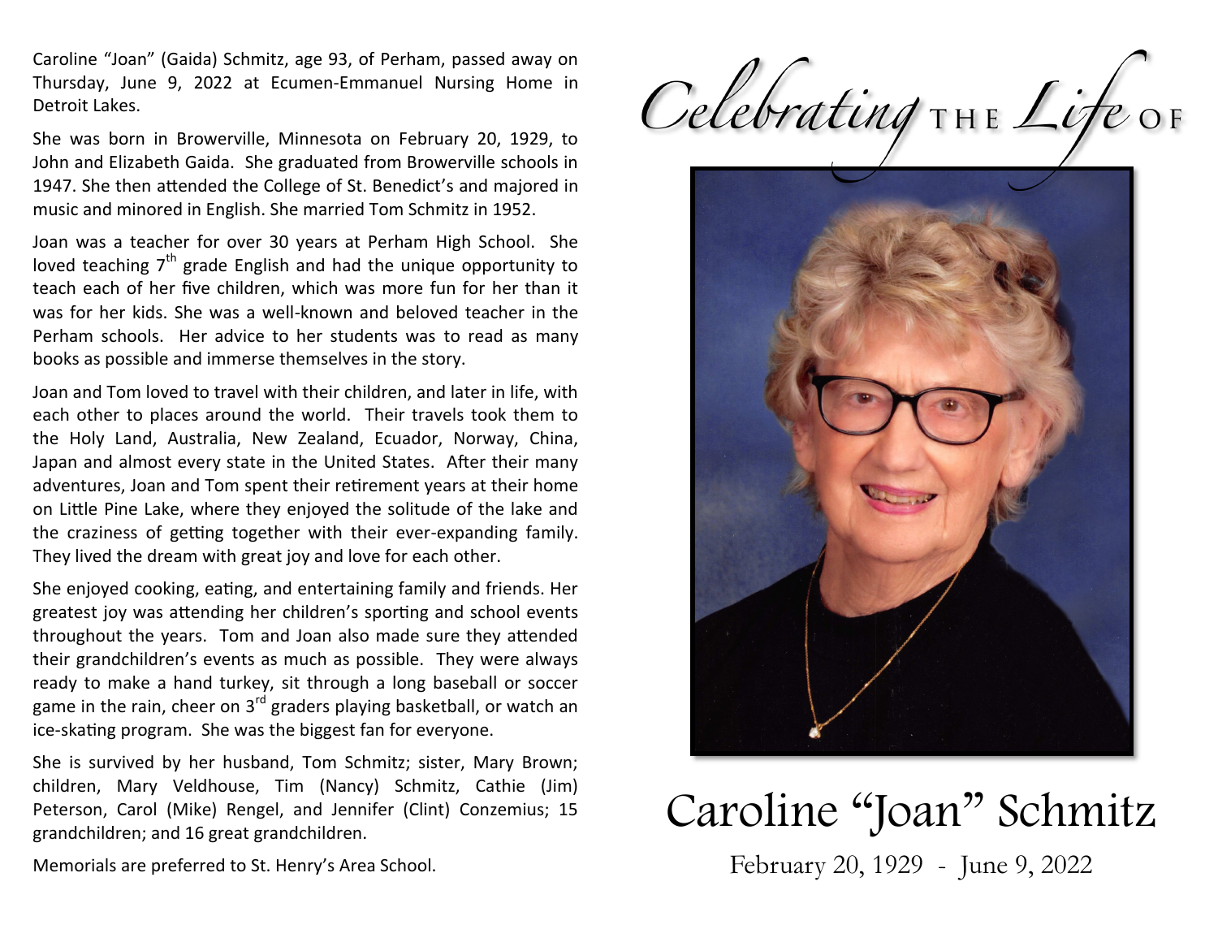Caroline "Joan" (Gaida) Schmitz, age 93, of Perham, passed away on Thursday, June 9, 2022 at Ecumen-Emmanuel Nursing Home in Detroit Lakes.

She was born in Browerville, Minnesota on February 20, 1929, to John and Elizabeth Gaida. She graduated from Browerville schools in 1947. She then attended the College of St. Benedict's and majored in music and minored in English. She married Tom Schmitz in 1952.

Joan was a teacher for over 30 years at Perham High School. She loved teaching 7th grade English and had the unique opportunity to teach each of her five children, which was more fun for her than it was for her kids. She was a well-known and beloved teacher in the Perham schools. Her advice to her students was to read as many books as possible and immerse themselves in the story.

Joan and Tom loved to travel with their children, and later in life, with each other to places around the world. Their travels took them to the Holy Land, Australia, New Zealand, Ecuador, Norway, China, Japan and almost every state in the United States. After their many adventures, Joan and Tom spent their retirement years at their home on Little Pine Lake, where they enjoyed the solitude of the lake and the craziness of getting together with their ever-expanding family. They lived the dream with great joy and love for each other.

She enjoyed cooking, eating, and entertaining family and friends. Her greatest joy was attending her children's sporting and school events throughout the years. Tom and Joan also made sure they attended their grandchildren's events as much as possible. They were always ready to make a hand turkey, sit through a long baseball or soccer game in the rain, cheer on 3rd graders playing basketball, or watch an ice-skating program. She was the biggest fan for everyone.

She is survived by her husband, Tom Schmitz; sister, Mary Brown; children, Mary Veldhouse, Tim (Nancy) Schmitz, Cathie (Jim) Peterson, Carol (Mike) Rengel, and Jennifer (Clint) Conzemius; 15 grandchildren; and 16 great grandchildren.

Memorials are preferred to St. Henry's Area School.

*Celebrating* THE *Life* OF

# Caroline "Joan" Schmitz

February 20, 1929 - June 9, 2022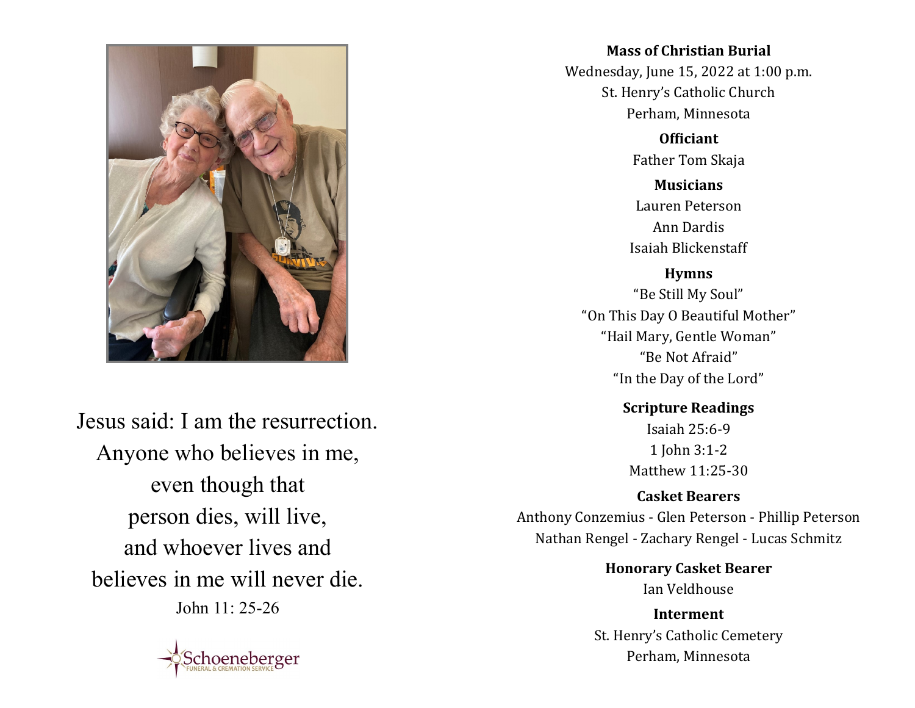Jesus said: I am the resurrection.
Anyone who believes in me,
even though that
person dies, will live,
and whoever lives and
believes in me will never die.
John 11: 25-26

Schoeneberger
FUNERAL & CREMATION SERVICE

**Mass of Christian Burial**
Wednesday, June 15, 2022 at 1:00 p.m.
St. Henry's Catholic Church
Perham, Minnesota

**Officiant**
Father Tom Skaja

**Musicians**
Lauren Peterson
Ann Dardis
Isaiah Blickenstaff

**Hymns**
"Be Still My Soul"
"On This Day O Beautiful Mother"
"Hail Mary, Gentle Woman"
"Be Not Afraid"
"In the Day of the Lord"

**Scripture Readings**
Isaiah 25:6-9
1 John 3:1-2
Matthew 11:25-30

**Casket Bearers**
Anthony Conzemius - Glen Peterson - Phillip Peterson
Nathan Rengel - Zachary Rengel - Lucas Schmitz

**Honorary Casket Bearer**
Ian Veldhouse

**Interment**
St. Henry's Catholic Cemetery
Perham, Minnesota